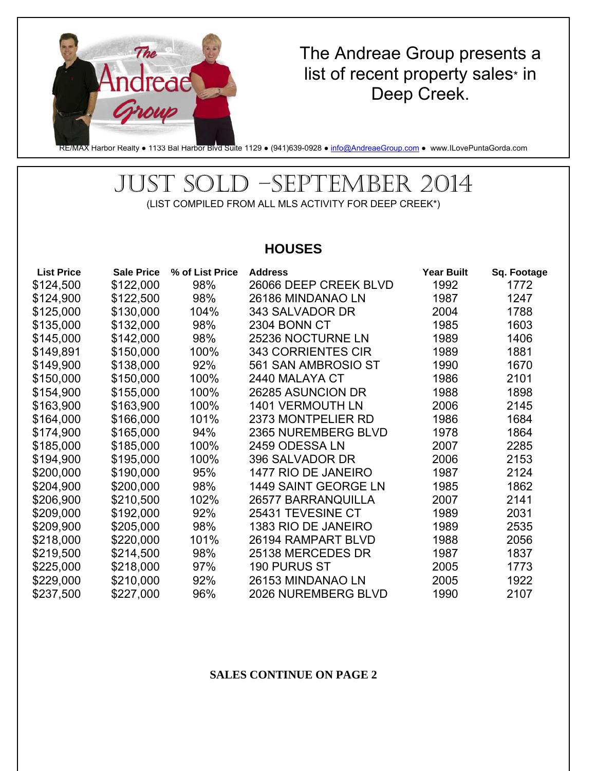The Andreae Group presents a list of recent property sales* in Deep Creek.

RE/MAX Harbor Realty ● 1133 Bal Harbor Blvd Suite 1129 ● (941)639-0928 ● info@AndreaeGroup.com ● www.ILovePuntaGorda.com

# JUST SOLD –SEPTEMBER 2014

(LIST COMPILED FROM ALL MLS ACTIVITY FOR DEEP CREEK*)

## HOUSES

| List Price | Sale Price | % of List Price | Address | Year Built | Sq. Footage |
|---|---|---|---|---|---|
| $124,500 | $122,000 | 98% | 26066 DEEP CREEK BLVD | 1992 | 1772 |
| $124,900 | $122,500 | 98% | 26186 MINDANAO LN | 1987 | 1247 |
| $125,000 | $130,000 | 104% | 343 SALVADOR DR | 2004 | 1788 |
| $135,000 | $132,000 | 98% | 2304 BONN CT | 1985 | 1603 |
| $145,000 | $142,000 | 98% | 25236 NOCTURNE LN | 1989 | 1406 |
| $149,891 | $150,000 | 100% | 343 CORRIENTES CIR | 1989 | 1881 |
| $149,900 | $138,000 | 92% | 561 SAN AMBROSIO ST | 1990 | 1670 |
| $150,000 | $150,000 | 100% | 2440 MALAYA CT | 1986 | 2101 |
| $154,900 | $155,000 | 100% | 26285 ASUNCION DR | 1988 | 1898 |
| $163,900 | $163,900 | 100% | 1401 VERMOUTH LN | 2006 | 2145 |
| $164,000 | $166,000 | 101% | 2373 MONTPELIER RD | 1986 | 1684 |
| $174,900 | $165,000 | 94% | 2365 NUREMBERG BLVD | 1978 | 1864 |
| $185,000 | $185,000 | 100% | 2459 ODESSA LN | 2007 | 2285 |
| $194,900 | $195,000 | 100% | 396 SALVADOR DR | 2006 | 2153 |
| $200,000 | $190,000 | 95% | 1477 RIO DE JANEIRO | 1987 | 2124 |
| $204,900 | $200,000 | 98% | 1449 SAINT GEORGE LN | 1985 | 1862 |
| $206,900 | $210,500 | 102% | 26577 BARRANQUILLA | 2007 | 2141 |
| $209,000 | $192,000 | 92% | 25431 TEVESINE CT | 1989 | 2031 |
| $209,900 | $205,000 | 98% | 1383 RIO DE JANEIRO | 1989 | 2535 |
| $218,000 | $220,000 | 101% | 26194 RAMPART BLVD | 1988 | 2056 |
| $219,500 | $214,500 | 98% | 25138 MERCEDES DR | 1987 | 1837 |
| $225,000 | $218,000 | 97% | 190 PURUS ST | 2005 | 1773 |
| $229,000 | $210,000 | 92% | 26153 MINDANAO LN | 2005 | 1922 |
| $237,500 | $227,000 | 96% | 2026 NUREMBERG BLVD | 1990 | 2107 |

**SALES CONTINUE ON PAGE 2**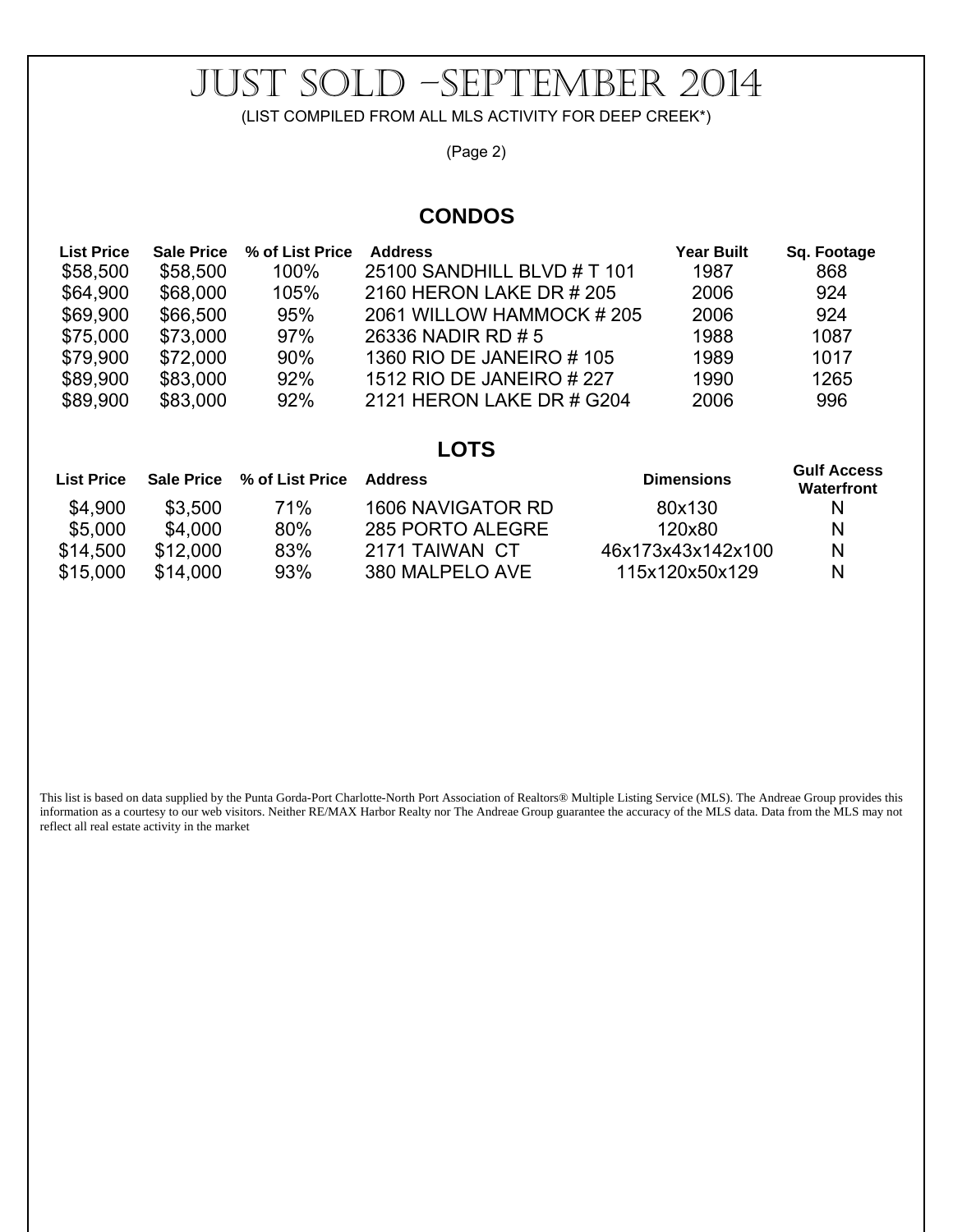# JUST SOLD –SEPTEMBER 2014

(LIST COMPILED FROM ALL MLS ACTIVITY FOR DEEP CREEK*)

(Page 2)

## CONDOS

| List Price | Sale Price | % of List Price | Address | Year Built | Sq. Footage |
|---|---|---|---|---|---|
| $58,500 | $58,500 | 100% | 25100 SANDHILL BLVD # T 101 | 1987 | 868 |
| $64,900 | $68,000 | 105% | 2160 HERON LAKE DR # 205 | 2006 | 924 |
| $69,900 | $66,500 | 95% | 2061 WILLOW HAMMOCK # 205 | 2006 | 924 |
| $75,000 | $73,000 | 97% | 26336 NADIR RD # 5 | 1988 | 1087 |
| $79,900 | $72,000 | 90% | 1360 RIO DE JANEIRO # 105 | 1989 | 1017 |
| $89,900 | $83,000 | 92% | 1512 RIO DE JANEIRO # 227 | 1990 | 1265 |
| $89,900 | $83,000 | 92% | 2121 HERON LAKE DR # G204 | 2006 | 996 |

## LOTS

| List Price | Sale Price | % of List Price | Address | Dimensions | Gulf Access Waterfront |
|---|---|---|---|---|---|
| $4,900 | $3,500 | 71% | 1606 NAVIGATOR RD | 80x130 | N |
| $5,000 | $4,000 | 80% | 285 PORTO ALEGRE | 120x80 | N |
| $14,500 | $12,000 | 83% | 2171 TAIWAN CT | 46x173x43x142x100 | N |
| $15,000 | $14,000 | 93% | 380 MALPELO AVE | 115x120x50x129 | N |

This list is based on data supplied by the Punta Gorda-Port Charlotte-North Port Association of Realtors® Multiple Listing Service (MLS). The Andreae Group provides this information as a courtesy to our web visitors. Neither RE/MAX Harbor Realty nor The Andreae Group guarantee the accuracy of the MLS data. Data from the MLS may not reflect all real estate activity in the market